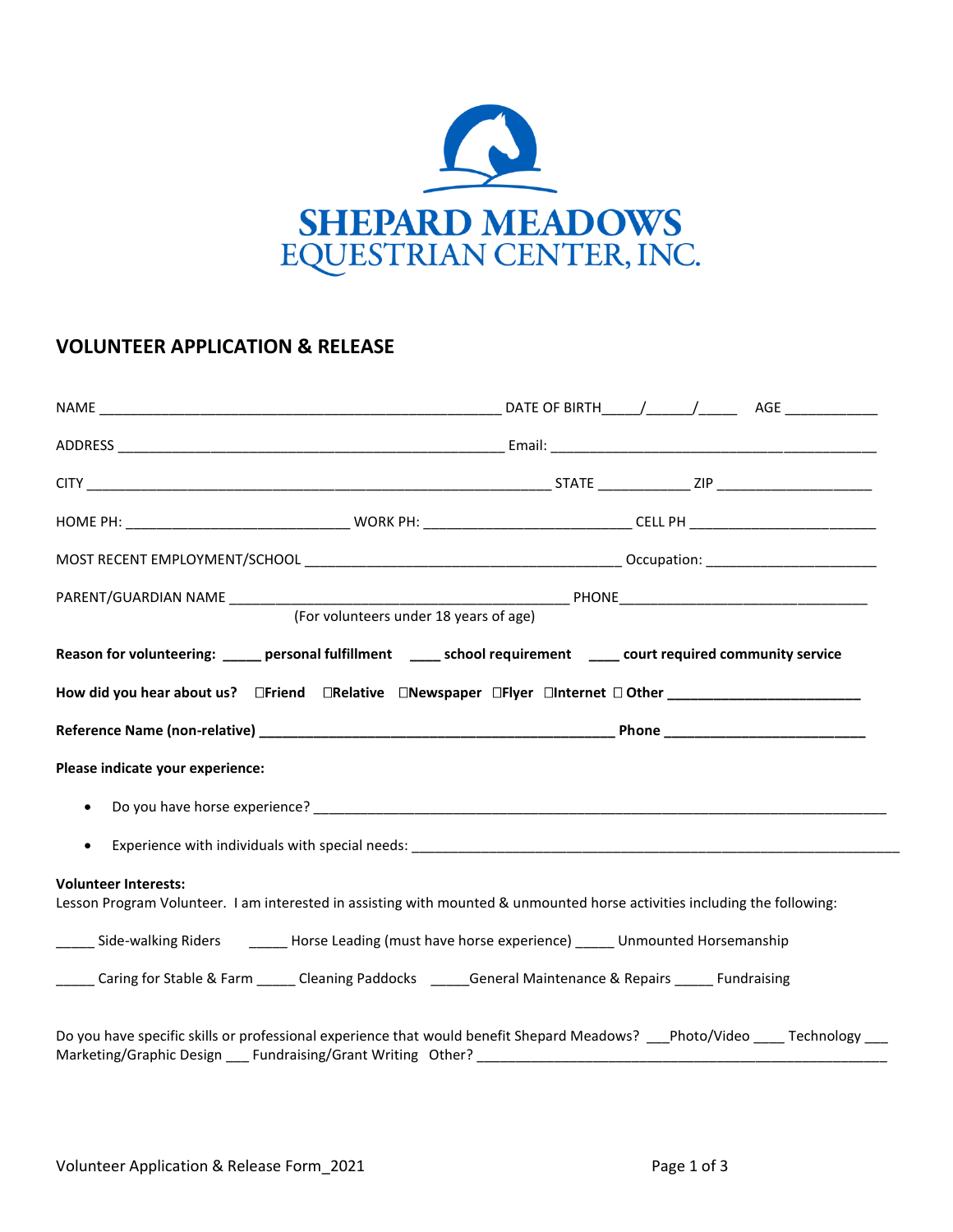# SHEPARD MEADOWS
## EQUESTRIAN CENTER, INC.

## VOLUNTEER APPLICATION & RELEASE

NAME ______________________________________________________ DATE OF BIRTH_____/______/_____ AGE ____________

ADDRESS ___________________________________________________ Email: ___________________________________________

CITY _______________________________________________________________ STATE ____________ ZIP ____________________

HOME PH: ____________________________ WORK PH: ___________________________ CELL PH _________________________

MOST RECENT EMPLOYMENT/SCHOOL ________________________________________ Occupation: ______________________

PARENT/GUARDIAN NAME ___________________________________________ PHONE________________________________
(For volunteers under 18 years of age)

**Reason for volunteering: _____ personal fulfillment ____ school requirement ____ court required community service**

**How did you hear about us? ☐Friend ☐Relative ☐Newspaper ☐Flyer ☐Internet ☐ Other _________________________**

**Reference Name (non-relative) _______________________________________________ Phone __________________________**

**Please indicate your experience:**

- Do you have horse experience? __________________________________________________________________________
- Experience with individuals with special needs: __________________________________________________________________

**Volunteer Interests:**
Lesson Program Volunteer. I am interested in assisting with mounted & unmounted horse activities including the following:

_____ Side-walking Riders _____ Horse Leading (must have horse experience) _____ Unmounted Horsemanship

_____ Caring for Stable & Farm _____ Cleaning Paddocks _____General Maintenance & Repairs _____ Fundraising

Do you have specific skills or professional experience that would benefit Shepard Meadows? ___Photo/Video ____ Technology ___ Marketing/Graphic Design ___ Fundraising/Grant Writing Other? ______________________________________________________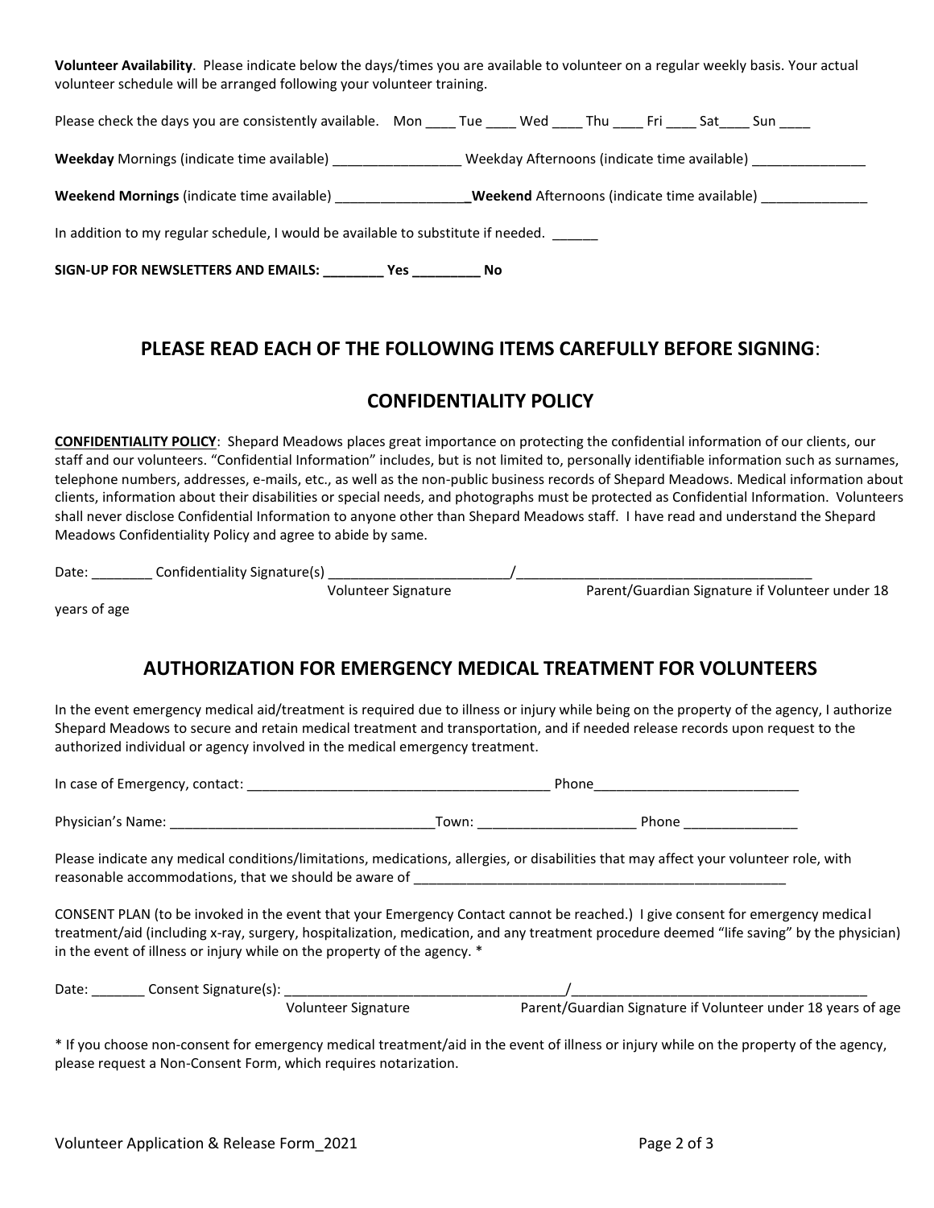**Volunteer Availability**. Please indicate below the days/times you are available to volunteer on a regular weekly basis. Your actual volunteer schedule will be arranged following your volunteer training.

Please check the days you are consistently available. Mon ____ Tue ____ Wed ____ Thu ____ Fri ____ Sat____ Sun ____

**Weekday** Mornings (indicate time available) ________________ Weekday Afternoons (indicate time available) _______________

**Weekend Mornings** (indicate time available) _________________**Weekend** Afternoons (indicate time available) ______________

In addition to my regular schedule, I would be available to substitute if needed. ______

**SIGN-UP FOR NEWSLETTERS AND EMAILS: ________ Yes _________ No**

## PLEASE READ EACH OF THE FOLLOWING ITEMS CAREFULLY BEFORE SIGNING:

## CONFIDENTIALITY POLICY

**CONFIDENTIALITY POLICY**: Shepard Meadows places great importance on protecting the confidential information of our clients, our staff and our volunteers. "Confidential Information" includes, but is not limited to, personally identifiable information such as surnames, telephone numbers, addresses, e-mails, etc., as well as the non-public business records of Shepard Meadows. Medical information about clients, information about their disabilities or special needs, and photographs must be protected as Confidential Information. Volunteers shall never disclose Confidential Information to anyone other than Shepard Meadows staff. I have read and understand the Shepard Meadows Confidentiality Policy and agree to abide by same.

Date: ________ Confidentiality Signature(s) _______________________/_______________________________________
Volunteer Signature Parent/Guardian Signature if Volunteer under 18 years of age

## AUTHORIZATION FOR EMERGENCY MEDICAL TREATMENT FOR VOLUNTEERS

In the event emergency medical aid/treatment is required due to illness or injury while being on the property of the agency, I authorize Shepard Meadows to secure and retain medical treatment and transportation, and if needed release records upon request to the authorized individual or agency involved in the medical emergency treatment.

In case of Emergency, contact: ________________________________________ Phone___________________________

Physician's Name: ___________________________________Town: ____________________ Phone _______________

Please indicate any medical conditions/limitations, medications, allergies, or disabilities that may affect your volunteer role, with reasonable accommodations, that we should be aware of _________________________________________________

CONSENT PLAN (to be invoked in the event that your Emergency Contact cannot be reached.) I give consent for emergency medical treatment/aid (including x-ray, surgery, hospitalization, medication, and any treatment procedure deemed "life saving" by the physician) in the event of illness or injury while on the property of the agency. *

Date: _______ Consent Signature(s): ____________________________________/_______________________________________
Volunteer Signature Parent/Guardian Signature if Volunteer under 18 years of age

* If you choose non-consent for emergency medical treatment/aid in the event of illness or injury while on the property of the agency, please request a Non-Consent Form, which requires notarization.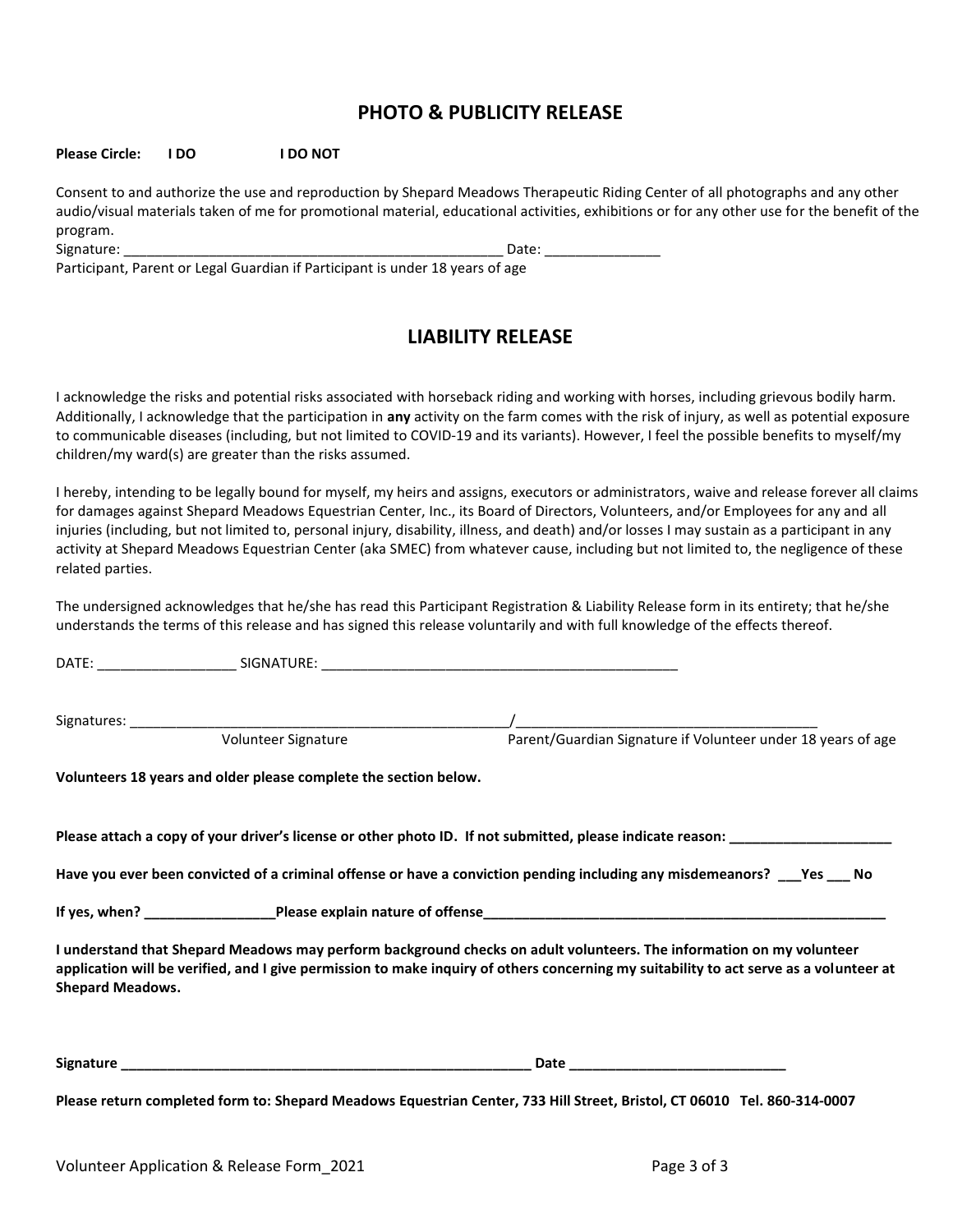## PHOTO & PUBLICITY RELEASE

**Please Circle:** **I DO** **I DO NOT**

Consent to and authorize the use and reproduction by Shepard Meadows Therapeutic Riding Center of all photographs and any other audio/visual materials taken of me for promotional material, educational activities, exhibitions or for any other use for the benefit of the program.

Signature: __________________________________________________ Date: _______________

Participant, Parent or Legal Guardian if Participant is under 18 years of age

## LIABILITY RELEASE

I acknowledge the risks and potential risks associated with horseback riding and working with horses, including grievous bodily harm. Additionally, I acknowledge that the participation in **any** activity on the farm comes with the risk of injury, as well as potential exposure to communicable diseases (including, but not limited to COVID-19 and its variants). However, I feel the possible benefits to myself/my children/my ward(s) are greater than the risks assumed.

I hereby, intending to be legally bound for myself, my heirs and assigns, executors or administrators, waive and release forever all claims for damages against Shepard Meadows Equestrian Center, Inc., its Board of Directors, Volunteers, and/or Employees for any and all injuries (including, but not limited to, personal injury, disability, illness, and death) and/or losses I may sustain as a participant in any activity at Shepard Meadows Equestrian Center (aka SMEC) from whatever cause, including but not limited to, the negligence of these related parties.

The undersigned acknowledges that he/she has read this Participant Registration & Liability Release form in its entirety; that he/she understands the terms of this release and has signed this release voluntarily and with full knowledge of the effects thereof.

DATE: __________________ SIGNATURE: _______________________________________________

Signatures: __________________________________________________/_______________________________________

Volunteer Signature / Parent/Guardian Signature if Volunteer under 18 years of age

**Volunteers 18 years and older please complete the section below.**

**Please attach a copy of your driver's license or other photo ID. If not submitted, please indicate reason: _____________________**

**Have you ever been convicted of a criminal offense or have a conviction pending including any misdemeanors? ___Yes ___ No**

**If yes, when? _________________Please explain nature of offense_______________________________________________________**

**I understand that Shepard Meadows may perform background checks on adult volunteers. The information on my volunteer application will be verified, and I give permission to make inquiry of others concerning my suitability to act serve as a volunteer at Shepard Meadows.**

**Signature _______________________________________________________ Date ____________________________**

**Please return completed form to: Shepard Meadows Equestrian Center, 733 Hill Street, Bristol, CT 06010 Tel. 860-314-0007**